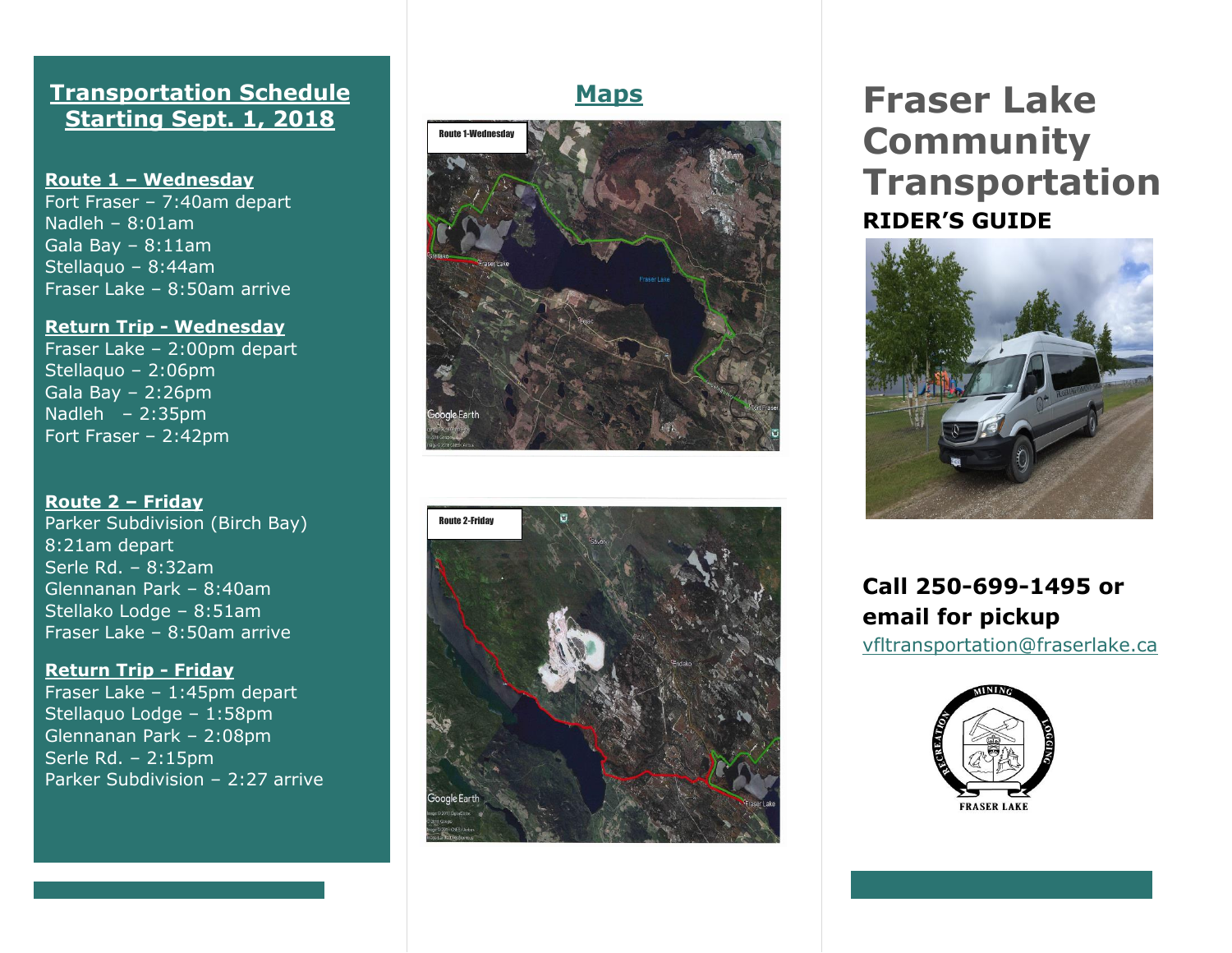## Transportation Schedule Starting Sept. 1, 2018

**Route 1 – Wednesday**

Fort Fraser – 7:40am depart
Nadleh – 8:01am
Gala Bay – 8:11am
Stellaquo – 8:44am
Fraser Lake – 8:50am arrive

**Return Trip - Wednesday**

Fraser Lake – 2:00pm depart
Stellaquo – 2:06pm
Gala Bay – 2:26pm
Nadleh – 2:35pm
Fort Fraser – 2:42pm

**Route 2 – Friday**

Parker Subdivision (Birch Bay) 8:21am depart
Serle Rd. – 8:32am
Glennanan Park – 8:40am
Stellako Lodge – 8:51am
Fraser Lake – 8:50am arrive

**Return Trip - Friday**

Fraser Lake – 1:45pm depart
Stellaquo Lodge – 1:58pm
Glennanan Park – 2:08pm
Serle Rd. – 2:15pm
Parker Subdivision – 2:27 arrive

## Maps

Route 1-Wednesday

Route 2-Friday

# Fraser Lake Community Transportation

**RIDER'S GUIDE**

**Call 250-699-1495 or email for pickup**

vfltransportation@fraserlake.ca

FRASER LAKE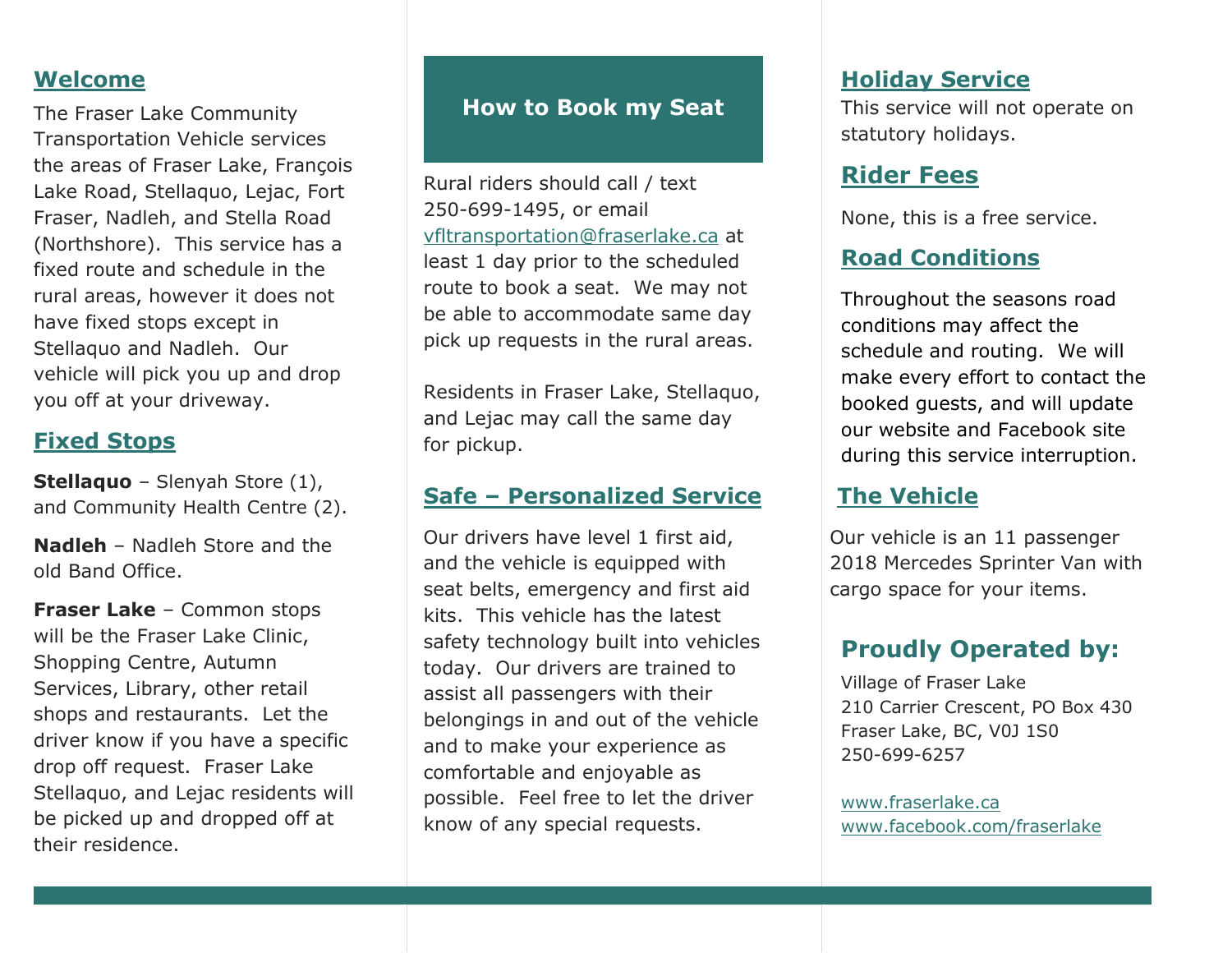## Welcome

The Fraser Lake Community Transportation Vehicle services the areas of Fraser Lake, François Lake Road, Stellaquo, Lejac, Fort Fraser, Nadleh, and Stella Road (Northshore). This service has a fixed route and schedule in the rural areas, however it does not have fixed stops except in Stellaquo and Nadleh. Our vehicle will pick you up and drop you off at your driveway.

## Fixed Stops

**Stellaquo** – Slenyah Store (1), and Community Health Centre (2).

**Nadleh** – Nadleh Store and the old Band Office.

**Fraser Lake** – Common stops will be the Fraser Lake Clinic, Shopping Centre, Autumn Services, Library, other retail shops and restaurants. Let the driver know if you have a specific drop off request. Fraser Lake Stellaquo, and Lejac residents will be picked up and dropped off at their residence.

## How to Book my Seat

Rural riders should call / text 250-699-1495, or email vfltransportation@fraserlake.ca at least 1 day prior to the scheduled route to book a seat. We may not be able to accommodate same day pick up requests in the rural areas.

Residents in Fraser Lake, Stellaquo, and Lejac may call the same day for pickup.

## Safe – Personalized Service

Our drivers have level 1 first aid, and the vehicle is equipped with seat belts, emergency and first aid kits. This vehicle has the latest safety technology built into vehicles today. Our drivers are trained to assist all passengers with their belongings in and out of the vehicle and to make your experience as comfortable and enjoyable as possible. Feel free to let the driver know of any special requests.

## Holiday Service

This service will not operate on statutory holidays.

## Rider Fees

None, this is a free service.

## Road Conditions

Throughout the seasons road conditions may affect the schedule and routing. We will make every effort to contact the booked guests, and will update our website and Facebook site during this service interruption.

## The Vehicle

Our vehicle is an 11 passenger 2018 Mercedes Sprinter Van with cargo space for your items.

## Proudly Operated by:

Village of Fraser Lake
210 Carrier Crescent, PO Box 430
Fraser Lake, BC, V0J 1S0
250-699-6257

www.fraserlake.ca
www.facebook.com/fraserlake